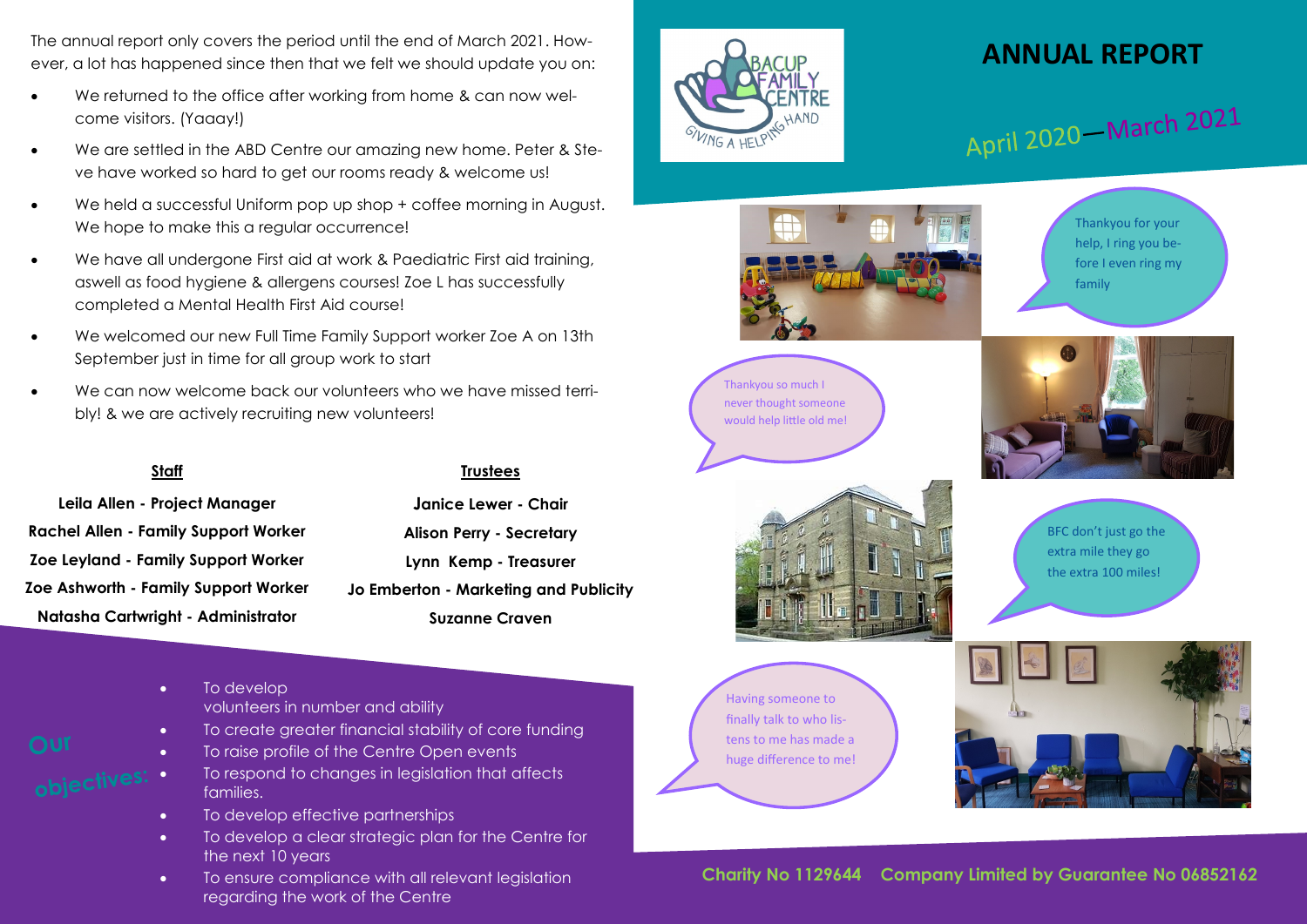The annual report only covers the period until the end of March 2021. However, a lot has happened since then that we felt we should update you on:

- We returned to the office after working from home & can now welcome visitors. (Yaaay!)
- We are settled in the ABD Centre our amazing new home. Peter & Steve have worked so hard to get our rooms ready & welcome us!
- We held a successful Uniform pop up shop + coffee morning in August. We hope to make this a regular occurrence!
- We have all undergone First aid at work & Paediatric First aid training, aswell as food hygiene & allergens courses! Zoe L has successfully completed a Mental Health First Aid course!
- We welcomed our new Full Time Family Support worker Zoe A on 13th September just in time for all group work to start
- We can now welcome back our volunteers who we have missed terribly! & we are actively recruiting new volunteers!

**Staff**

**Leila Allen - Project Manager**
**Rachel Allen - Family Support Worker**
**Zoe Leyland - Family Support Worker**
**Zoe Ashworth - Family Support Worker**
**Natasha Cartwright - Administrator**

**Trustees**

**Janice Lewer - Chair**
**Alison Perry - Secretary**
**Lynn Kemp - Treasurer**
**Jo Emberton - Marketing and Publicity**
**Suzanne Craven**

## Our objectives:

- To develop volunteers in number and ability
- To create greater financial stability of core funding
- To raise profile of the Centre Open events
- To respond to changes in legislation that affects families.
- To develop effective partnerships
- To develop a clear strategic plan for the Centre for the next 10 years
- To ensure compliance with all relevant legislation regarding the work of the Centre

BACUP FAMILY CENTRE
GIVING A HELPING HAND

# ANNUAL REPORT

## April 2020—March 2021

Thankyou for your help, I ring you before I even ring my family

Thankyou so much I never thought someone would help little old me!

BFC don't just go the extra mile they go the extra 100 miles!

Having someone to finally talk to who listens to me has made a huge difference to me!

**Charity No 1129644 Company Limited by Guarantee No 06852162**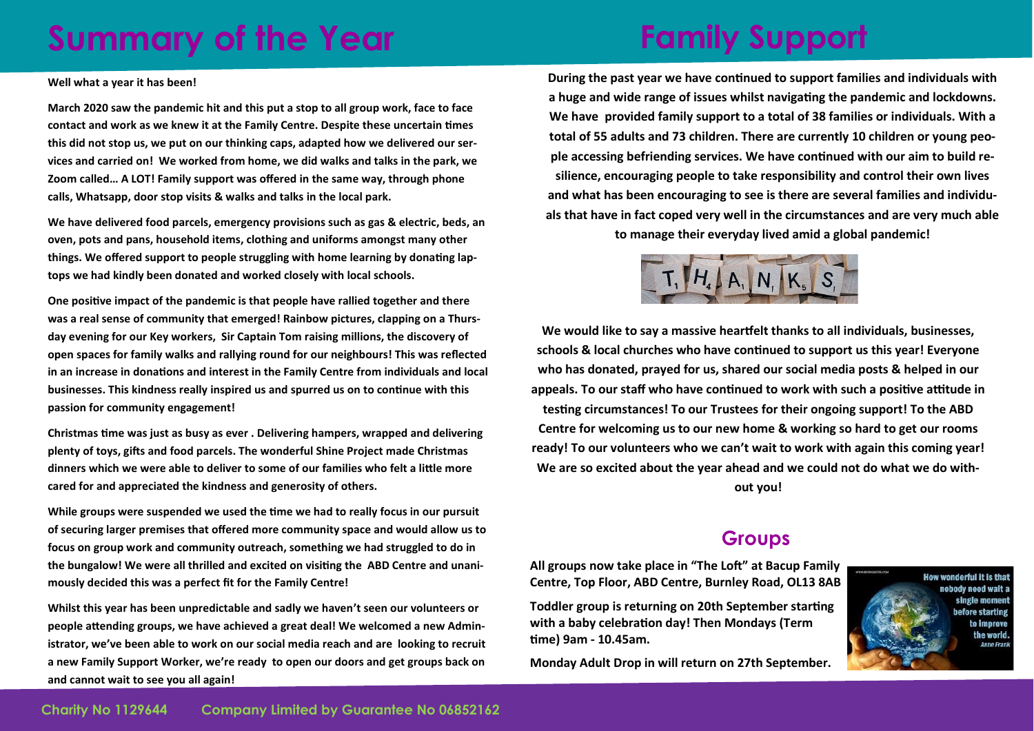# Summary of the Year

**Well what a year it has been!**

**March 2020 saw the pandemic hit and this put a stop to all group work, face to face contact and work as we knew it at the Family Centre. Despite these uncertain times this did not stop us, we put on our thinking caps, adapted how we delivered our services and carried on! We worked from home, we did walks and talks in the park, we Zoom called… A LOT! Family support was offered in the same way, through phone calls, Whatsapp, door stop visits & walks and talks in the local park.**

**We have delivered food parcels, emergency provisions such as gas & electric, beds, an oven, pots and pans, household items, clothing and uniforms amongst many other things. We offered support to people struggling with home learning by donating laptops we had kindly been donated and worked closely with local schools.**

**One positive impact of the pandemic is that people have rallied together and there was a real sense of community that emerged! Rainbow pictures, clapping on a Thursday evening for our Key workers, Sir Captain Tom raising millions, the discovery of open spaces for family walks and rallying round for our neighbours! This was reflected in an increase in donations and interest in the Family Centre from individuals and local businesses. This kindness really inspired us and spurred us on to continue with this passion for community engagement!**

**Christmas time was just as busy as ever . Delivering hampers, wrapped and delivering plenty of toys, gifts and food parcels. The wonderful Shine Project made Christmas dinners which we were able to deliver to some of our families who felt a little more cared for and appreciated the kindness and generosity of others.**

**While groups were suspended we used the time we had to really focus in our pursuit of securing larger premises that offered more community space and would allow us to focus on group work and community outreach, something we had struggled to do in the bungalow! We were all thrilled and excited on visiting the ABD Centre and unanimously decided this was a perfect fit for the Family Centre!**

**Whilst this year has been unpredictable and sadly we haven't seen our volunteers or people attending groups, we have achieved a great deal! We welcomed a new Administrator, we've been able to work on our social media reach and are looking to recruit a new Family Support Worker, we're ready to open our doors and get groups back on and cannot wait to see you all again!**

# Family Support

**During the past year we have continued to support families and individuals with a huge and wide range of issues whilst navigating the pandemic and lockdowns. We have provided family support to a total of 38 families or individuals. With a total of 55 adults and 73 children. There are currently 10 children or young people accessing befriending services. We have continued with our aim to build resilience, encouraging people to take responsibility and control their own lives and what has been encouraging to see is there are several families and individuals that have in fact coped very well in the circumstances and are very much able to manage their everyday lived amid a global pandemic!**

**We would like to say a massive heartfelt thanks to all individuals, businesses, schools & local churches who have continued to support us this year! Everyone who has donated, prayed for us, shared our social media posts & helped in our appeals. To our staff who have continued to work with such a positive attitude in testing circumstances! To our Trustees for their ongoing support! To the ABD Centre for welcoming us to our new home & working so hard to get our rooms ready! To our volunteers who we can't wait to work with again this coming year! We are so excited about the year ahead and we could not do what we do without you!**

## Groups

**All groups now take place in "The Loft" at Bacup Family Centre, Top Floor, ABD Centre, Burnley Road, OL13 8AB**

**Toddler group is returning on 20th September starting with a baby celebration day! Then Mondays (Term time) 9am - 10.45am.**

**Monday Adult Drop in will return on 27th September.**

Charity No 1129644 Company Limited by Guarantee No 06852162